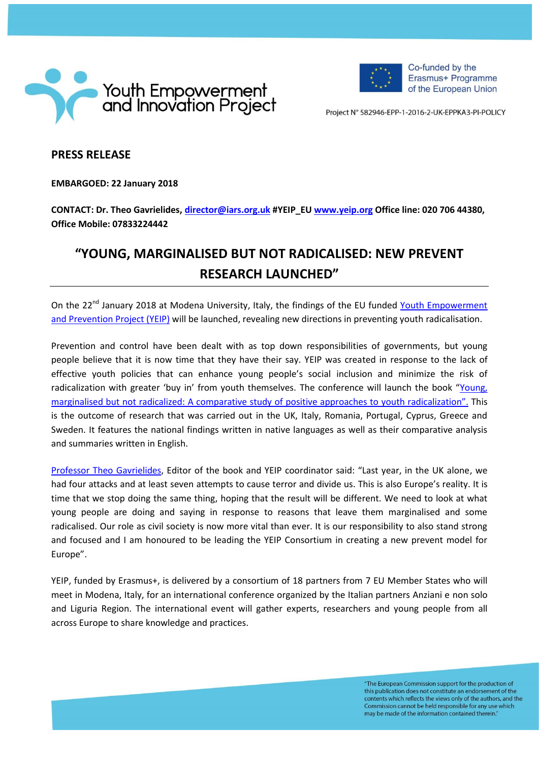Youth Empowerment and Innovation Project

Co-funded by the Erasmus+ Programme of the European Union

Project N° 582946-EPP-1-2016-2-UK-EPPKA3-PI-POLICY

## PRESS RELEASE

**EMBARGOED: 22 January 2018**

**CONTACT: Dr. Theo Gavrielides, director@iars.org.uk #YEIP_EU www.yeip.org Office line: 020 706 44380, Office Mobile: 07833224442**

# "YOUNG, MARGINALISED BUT NOT RADICALISED: NEW PREVENT RESEARCH LAUNCHED"

On the 22nd January 2018 at Modena University, Italy, the findings of the EU funded Youth Empowerment and Prevention Project (YEIP) will be launched, revealing new directions in preventing youth radicalisation.

Prevention and control have been dealt with as top down responsibilities of governments, but young people believe that it is now time that they have their say. YEIP was created in response to the lack of effective youth policies that can enhance young people's social inclusion and minimize the risk of radicalization with greater 'buy in' from youth themselves. The conference will launch the book "Young, marginalised but not radicalized: A comparative study of positive approaches to youth radicalization". This is the outcome of research that was carried out in the UK, Italy, Romania, Portugal, Cyprus, Greece and Sweden. It features the national findings written in native languages as well as their comparative analysis and summaries written in English.

Professor Theo Gavrielides, Editor of the book and YEIP coordinator said: "Last year, in the UK alone, we had four attacks and at least seven attempts to cause terror and divide us. This is also Europe's reality. It is time that we stop doing the same thing, hoping that the result will be different. We need to look at what young people are doing and saying in response to reasons that leave them marginalised and some radicalised. Our role as civil society is now more vital than ever. It is our responsibility to also stand strong and focused and I am honoured to be leading the YEIP Consortium in creating a new prevent model for Europe".

YEIP, funded by Erasmus+, is delivered by a consortium of 18 partners from 7 EU Member States who will meet in Modena, Italy, for an international conference organized by the Italian partners Anziani e non solo and Liguria Region. The international event will gather experts, researchers and young people from all across Europe to share knowledge and practices.

"The European Commission support for the production of this publication does not constitute an endorsement of the contents which reflects the views only of the authors, and the Commission cannot be held responsible for any use which may be made of the information contained therein."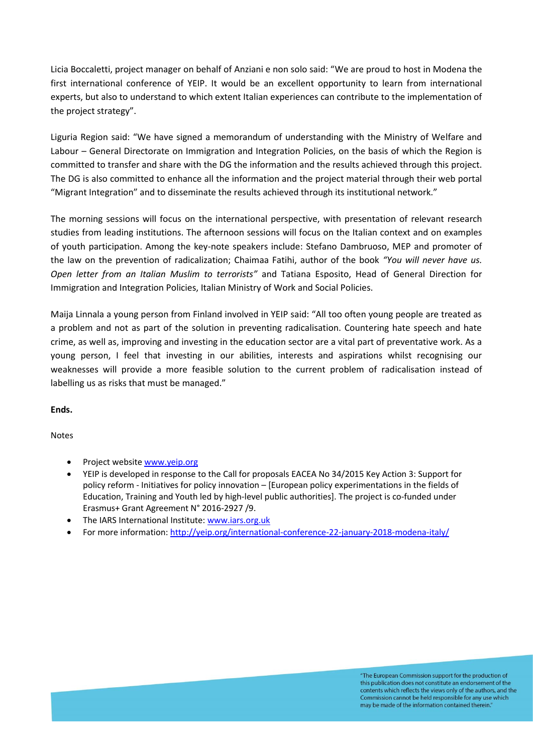Licia Boccaletti, project manager on behalf of Anziani e non solo said: “We are proud to host in Modena the first international conference of YEIP. It would be an excellent opportunity to learn from international experts, but also to understand to which extent Italian experiences can contribute to the implementation of the project strategy”.

Liguria Region said: “We have signed a memorandum of understanding with the Ministry of Welfare and Labour – General Directorate on Immigration and Integration Policies, on the basis of which the Region is committed to transfer and share with the DG the information and the results achieved through this project. The DG is also committed to enhance all the information and the project material through their web portal “Migrant Integration” and to disseminate the results achieved through its institutional network.”

The morning sessions will focus on the international perspective, with presentation of relevant research studies from leading institutions. The afternoon sessions will focus on the Italian context and on examples of youth participation. Among the key-note speakers include: Stefano Dambruoso, MEP and promoter of the law on the prevention of radicalization; Chaimaa Fatihi, author of the book *“You will never have us. Open letter from an Italian Muslim to terrorists”* and Tatiana Esposito, Head of General Direction for Immigration and Integration Policies, Italian Ministry of Work and Social Policies.

Maija Linnala a young person from Finland involved in YEIP said: “All too often young people are treated as a problem and not as part of the solution in preventing radicalisation. Countering hate speech and hate crime, as well as, improving and investing in the education sector are a vital part of preventative work. As a young person, I feel that investing in our abilities, interests and aspirations whilst recognising our weaknesses will provide a more feasible solution to the current problem of radicalisation instead of labelling us as risks that must be managed.”

**Ends.**

Notes

- Project website www.yeip.org
- YEIP is developed in response to the Call for proposals EACEA No 34/2015 Key Action 3: Support for policy reform - Initiatives for policy innovation – [European policy experimentations in the fields of Education, Training and Youth led by high-level public authorities]. The project is co-funded under Erasmus+ Grant Agreement N° 2016-2927 /9.
- The IARS International Institute: www.iars.org.uk
- For more information: http://yeip.org/international-conference-22-january-2018-modena-italy/

“The European Commission support for the production of this publication does not constitute an endorsement of the contents which reflects the views only of the authors, and the Commission cannot be held responsible for any use which may be made of the information contained therein.”